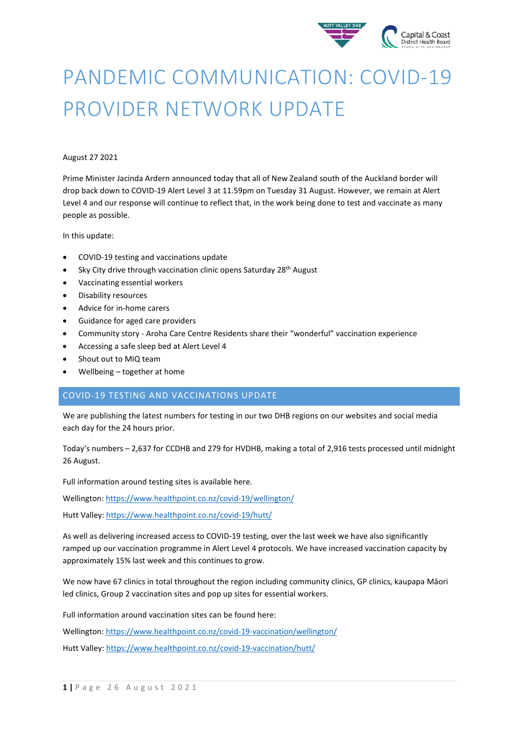# PANDEMIC COMMUNICATION: COVID-19 PROVIDER NETWORK UPDATE

August 27 2021

Prime Minister Jacinda Ardern announced today that all of New Zealand south of the Auckland border will drop back down to COVID-19 Alert Level 3 at 11.59pm on Tuesday 31 August. However, we remain at Alert Level 4 and our response will continue to reflect that, in the work being done to test and vaccinate as many people as possible.

In this update:

- COVID-19 testing and vaccinations update
- Sky City drive through vaccination clinic opens Saturday 28th August
- Vaccinating essential workers
- Disability resources
- Advice for in-home carers
- Guidance for aged care providers
- Community story - Aroha Care Centre Residents share their "wonderful" vaccination experience
- Accessing a safe sleep bed at Alert Level 4
- Shout out to MIQ team
- Wellbeing – together at home

## COVID-19 TESTING AND VACCINATIONS UPDATE

We are publishing the latest numbers for testing in our two DHB regions on our websites and social media each day for the 24 hours prior.

Today's numbers – 2,637 for CCDHB and 279 for HVDHB, making a total of 2,916 tests processed until midnight 26 August.

Full information around testing sites is available here.

Wellington: https://www.healthpoint.co.nz/covid-19/wellington/

Hutt Valley: https://www.healthpoint.co.nz/covid-19/hutt/

As well as delivering increased access to COVID-19 testing, over the last week we have also significantly ramped up our vaccination programme in Alert Level 4 protocols. We have increased vaccination capacity by approximately 15% last week and this continues to grow.

We now have 67 clinics in total throughout the region including community clinics, GP clinics, kaupapa Māori led clinics, Group 2 vaccination sites and pop up sites for essential workers.

Full information around vaccination sites can be found here:

Wellington: https://www.healthpoint.co.nz/covid-19-vaccination/wellington/

Hutt Valley: https://www.healthpoint.co.nz/covid-19-vaccination/hutt/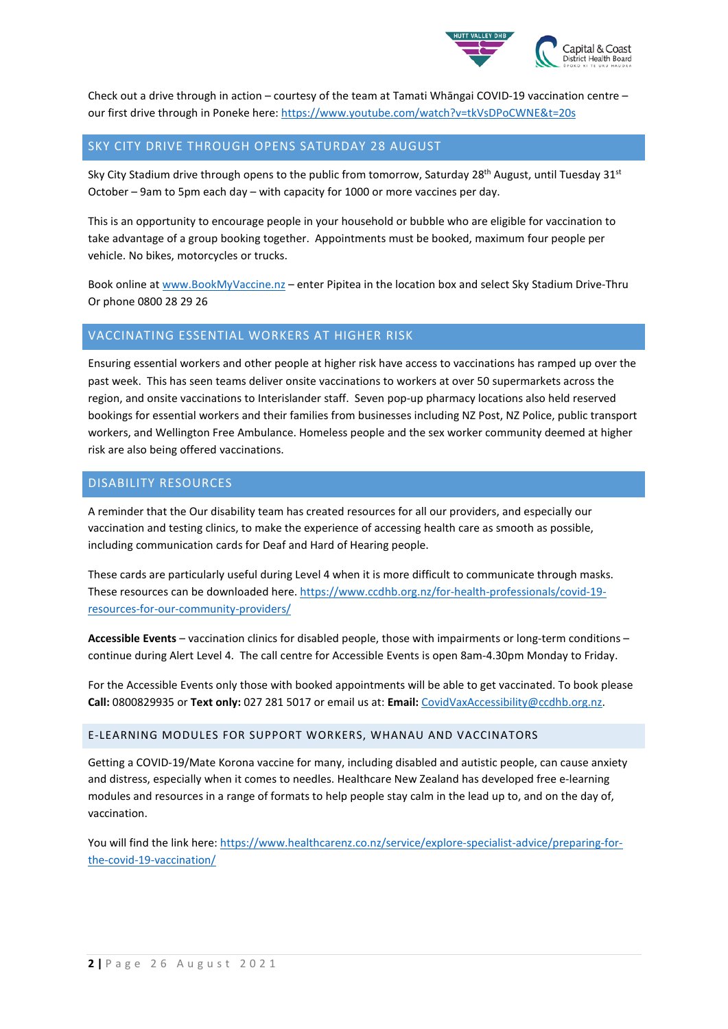Check out a drive through in action – courtesy of the team at Tamati Whāngai COVID-19 vaccination centre – our first drive through in Poneke here: https://www.youtube.com/watch?v=tkVsDPoCWNE&t=20s

## SKY CITY DRIVE THROUGH OPENS SATURDAY 28 AUGUST

Sky City Stadium drive through opens to the public from tomorrow, Saturday 28th August, until Tuesday 31st October – 9am to 5pm each day – with capacity for 1000 or more vaccines per day.

This is an opportunity to encourage people in your household or bubble who are eligible for vaccination to take advantage of a group booking together. Appointments must be booked, maximum four people per vehicle. No bikes, motorcycles or trucks.

Book online at www.BookMyVaccine.nz – enter Pipitea in the location box and select Sky Stadium Drive-Thru Or phone 0800 28 29 26

## VACCINATING ESSENTIAL WORKERS AT HIGHER RISK

Ensuring essential workers and other people at higher risk have access to vaccinations has ramped up over the past week. This has seen teams deliver onsite vaccinations to workers at over 50 supermarkets across the region, and onsite vaccinations to Interislander staff. Seven pop-up pharmacy locations also held reserved bookings for essential workers and their families from businesses including NZ Post, NZ Police, public transport workers, and Wellington Free Ambulance. Homeless people and the sex worker community deemed at higher risk are also being offered vaccinations.

## DISABILITY RESOURCES

A reminder that the Our disability team has created resources for all our providers, and especially our vaccination and testing clinics, to make the experience of accessing health care as smooth as possible, including communication cards for Deaf and Hard of Hearing people.

These cards are particularly useful during Level 4 when it is more difficult to communicate through masks. These resources can be downloaded here. https://www.ccdhb.org.nz/for-health-professionals/covid-19-resources-for-our-community-providers/

**Accessible Events** – vaccination clinics for disabled people, those with impairments or long-term conditions – continue during Alert Level 4. The call centre for Accessible Events is open 8am-4.30pm Monday to Friday.

For the Accessible Events only those with booked appointments will be able to get vaccinated. To book please **Call:** 0800829935 or **Text only:** 027 281 5017 or email us at: **Email:** CovidVaxAccessibility@ccdhb.org.nz.

### E-LEARNING MODULES FOR SUPPORT WORKERS, WHANAU AND VACCINATORS

Getting a COVID-19/Mate Korona vaccine for many, including disabled and autistic people, can cause anxiety and distress, especially when it comes to needles. Healthcare New Zealand has developed free e-learning modules and resources in a range of formats to help people stay calm in the lead up to, and on the day of, vaccination.

You will find the link here: https://www.healthcarenz.co.nz/service/explore-specialist-advice/preparing-for-the-covid-19-vaccination/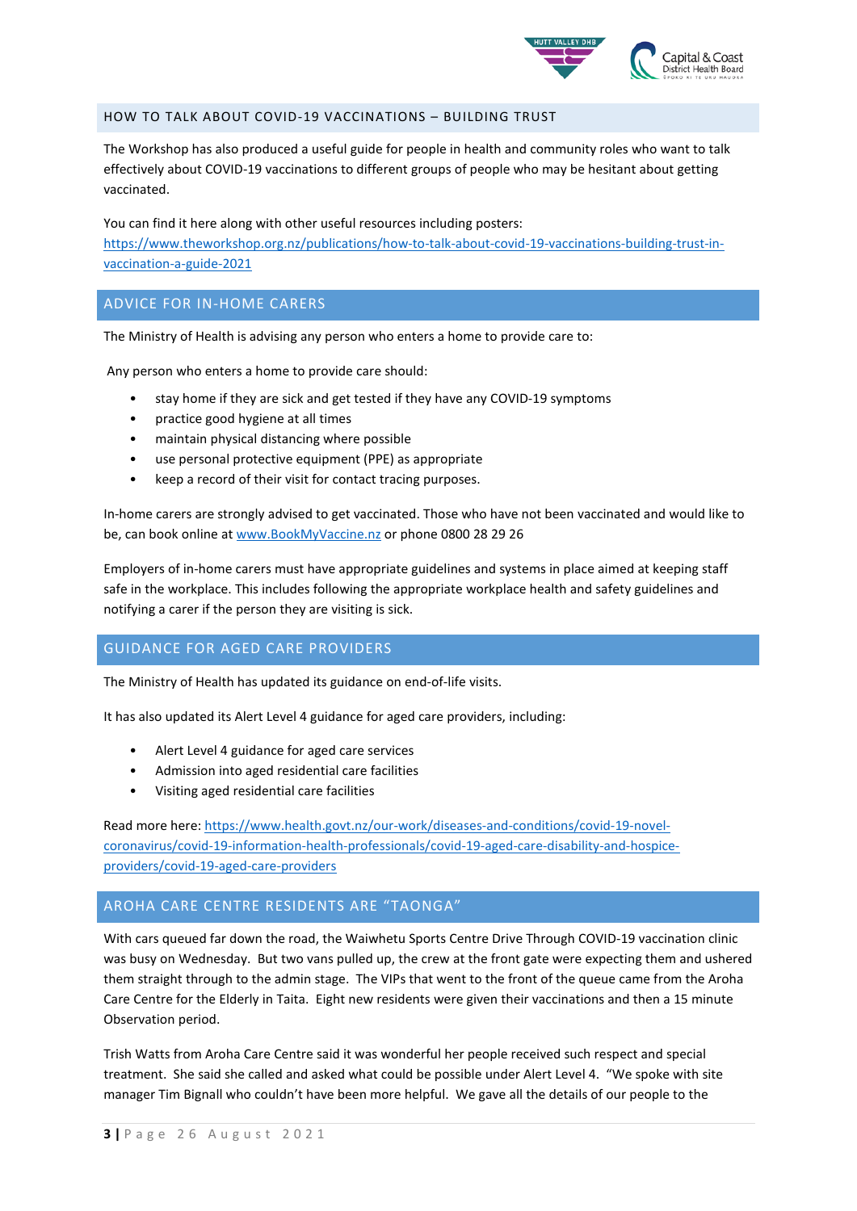## HOW TO TALK ABOUT COVID-19 VACCINATIONS – BUILDING TRUST

The Workshop has also produced a useful guide for people in health and community roles who want to talk effectively about COVID-19 vaccinations to different groups of people who may be hesitant about getting vaccinated.

You can find it here along with other useful resources including posters: https://www.theworkshop.org.nz/publications/how-to-talk-about-covid-19-vaccinations-building-trust-in-vaccination-a-guide-2021

## ADVICE FOR IN-HOME CARERS

The Ministry of Health is advising any person who enters a home to provide care to:

Any person who enters a home to provide care should:

- stay home if they are sick and get tested if they have any COVID-19 symptoms
- practice good hygiene at all times
- maintain physical distancing where possible
- use personal protective equipment (PPE) as appropriate
- keep a record of their visit for contact tracing purposes.

In-home carers are strongly advised to get vaccinated. Those who have not been vaccinated and would like to be, can book online at www.BookMyVaccine.nz or phone 0800 28 29 26

Employers of in-home carers must have appropriate guidelines and systems in place aimed at keeping staff safe in the workplace. This includes following the appropriate workplace health and safety guidelines and notifying a carer if the person they are visiting is sick.

## GUIDANCE FOR AGED CARE PROVIDERS

The Ministry of Health has updated its guidance on end-of-life visits.

It has also updated its Alert Level 4 guidance for aged care providers, including:

- Alert Level 4 guidance for aged care services
- Admission into aged residential care facilities
- Visiting aged residential care facilities

Read more here: https://www.health.govt.nz/our-work/diseases-and-conditions/covid-19-novel-coronavirus/covid-19-information-health-professionals/covid-19-aged-care-disability-and-hospice-providers/covid-19-aged-care-providers

## AROHA CARE CENTRE RESIDENTS ARE "TAONGA"

With cars queued far down the road, the Waiwhetu Sports Centre Drive Through COVID-19 vaccination clinic was busy on Wednesday. But two vans pulled up, the crew at the front gate were expecting them and ushered them straight through to the admin stage. The VIPs that went to the front of the queue came from the Aroha Care Centre for the Elderly in Taita. Eight new residents were given their vaccinations and then a 15 minute Observation period.

Trish Watts from Aroha Care Centre said it was wonderful her people received such respect and special treatment. She said she called and asked what could be possible under Alert Level 4. "We spoke with site manager Tim Bignall who couldn't have been more helpful. We gave all the details of our people to the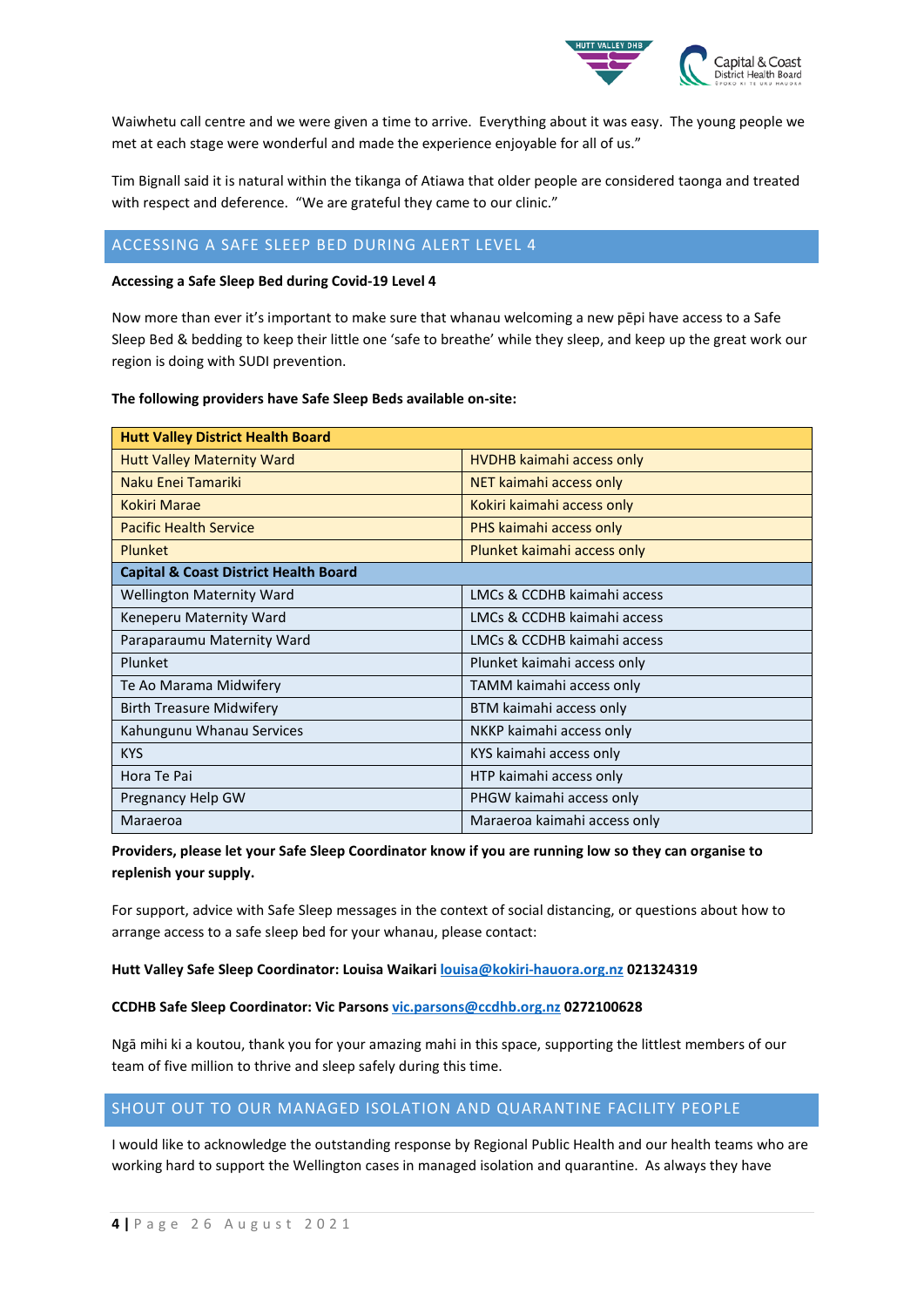Waiwhetu call centre and we were given a time to arrive. Everything about it was easy. The young people we met at each stage were wonderful and made the experience enjoyable for all of us."

Tim Bignall said it is natural within the tikanga of Atiawa that older people are considered taonga and treated with respect and deference. "We are grateful they came to our clinic."

## ACCESSING A SAFE SLEEP BED DURING ALERT LEVEL 4

**Accessing a Safe Sleep Bed during Covid-19 Level 4**

Now more than ever it's important to make sure that whanau welcoming a new pēpi have access to a Safe Sleep Bed & bedding to keep their little one 'safe to breathe' while they sleep, and keep up the great work our region is doing with SUDI prevention.

**The following providers have Safe Sleep Beds available on-site:**

| **Hutt Valley District Health Board** | |
|---|---|
| Hutt Valley Maternity Ward | HVDHB kaimahi access only |
| Naku Enei Tamariki | NET kaimahi access only |
| Kokiri Marae | Kokiri kaimahi access only |
| Pacific Health Service | PHS kaimahi access only |
| Plunket | Plunket kaimahi access only |
| **Capital & Coast District Health Board** | |
| Wellington Maternity Ward | LMCs & CCDHB kaimahi access |
| Keneperu Maternity Ward | LMCs & CCDHB kaimahi access |
| Paraparaumu Maternity Ward | LMCs & CCDHB kaimahi access |
| Plunket | Plunket kaimahi access only |
| Te Ao Marama Midwifery | TAMM kaimahi access only |
| Birth Treasure Midwifery | BTM kaimahi access only |
| Kahungunu Whanau Services | NKKP kaimahi access only |
| KYS | KYS kaimahi access only |
| Hora Te Pai | HTP kaimahi access only |
| Pregnancy Help GW | PHGW kaimahi access only |
| Maraeroa | Maraeroa kaimahi access only |

**Providers, please let your Safe Sleep Coordinator know if you are running low so they can organise to replenish your supply.**

For support, advice with Safe Sleep messages in the context of social distancing, or questions about how to arrange access to a safe sleep bed for your whanau, please contact:

**Hutt Valley Safe Sleep Coordinator: Louisa Waikari louisa@kokiri-hauora.org.nz 021324319**

**CCDHB Safe Sleep Coordinator: Vic Parsons vic.parsons@ccdhb.org.nz 0272100628**

Ngā mihi ki a koutou, thank you for your amazing mahi in this space, supporting the littlest members of our team of five million to thrive and sleep safely during this time.

## SHOUT OUT TO OUR MANAGED ISOLATION AND QUARANTINE FACILITY PEOPLE

I would like to acknowledge the outstanding response by Regional Public Health and our health teams who are working hard to support the Wellington cases in managed isolation and quarantine. As always they have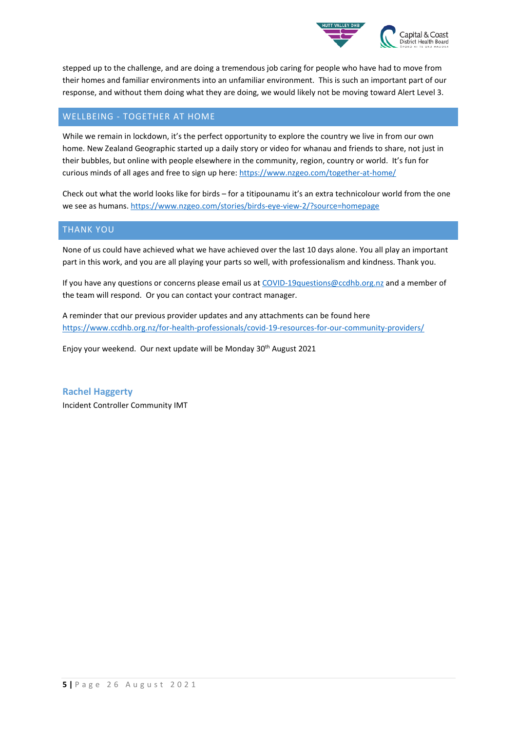stepped up to the challenge, and are doing a tremendous job caring for people who have had to move from their homes and familiar environments into an unfamiliar environment. This is such an important part of our response, and without them doing what they are doing, we would likely not be moving toward Alert Level 3.

## WELLBEING - TOGETHER AT HOME

While we remain in lockdown, it's the perfect opportunity to explore the country we live in from our own home. New Zealand Geographic started up a daily story or video for whanau and friends to share, not just in their bubbles, but online with people elsewhere in the community, region, country or world. It's fun for curious minds of all ages and free to sign up here: https://www.nzgeo.com/together-at-home/

Check out what the world looks like for birds – for a titipounamu it's an extra technicolour world from the one we see as humans. https://www.nzgeo.com/stories/birds-eye-view-2/?source=homepage

## THANK YOU

None of us could have achieved what we have achieved over the last 10 days alone. You all play an important part in this work, and you are all playing your parts so well, with professionalism and kindness. Thank you.

If you have any questions or concerns please email us at COVID-19questions@ccdhb.org.nz and a member of the team will respond. Or you can contact your contract manager.

A reminder that our previous provider updates and any attachments can be found here https://www.ccdhb.org.nz/for-health-professionals/covid-19-resources-for-our-community-providers/

Enjoy your weekend. Our next update will be Monday 30th August 2021

**Rachel Haggerty**
Incident Controller Community IMT